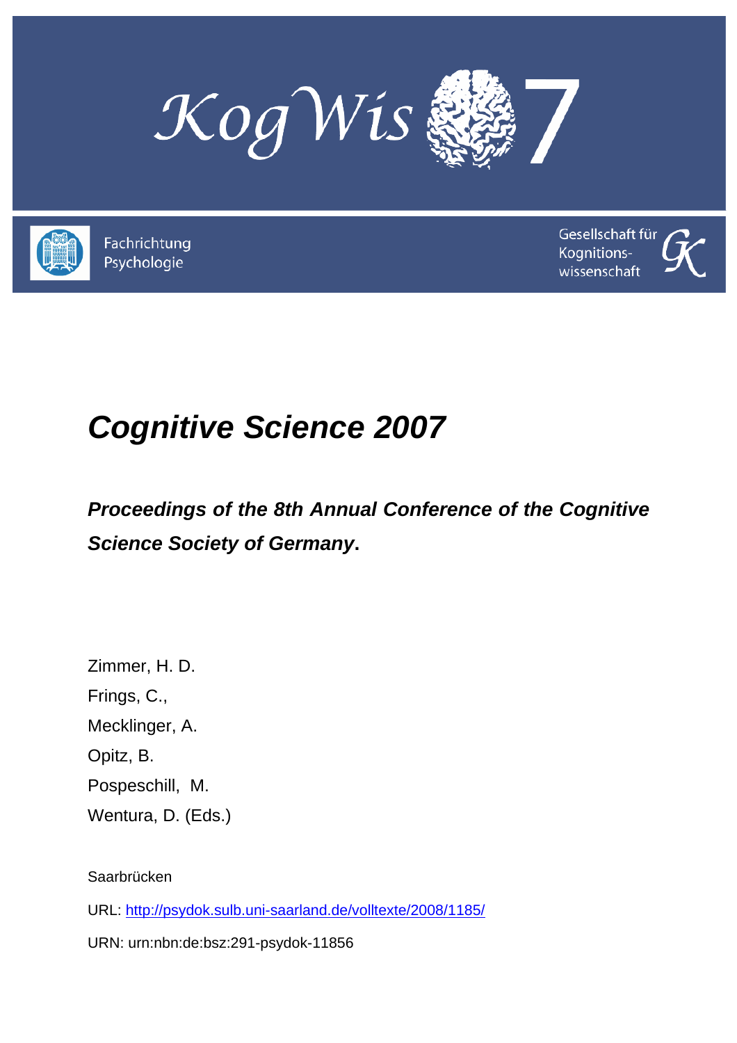KogWis 7

Fachrichtung Psychologie

Gesellschaft für Kognitions-wissenschaft

# Cognitive Science 2007

## Proceedings of the 8th Annual Conference of the Cognitive Science Society of Germany.

Zimmer, H. D.

Frings, C.,

Mecklinger, A.

Opitz, B.

Pospeschill, M.

Wentura, D. (Eds.)

Saarbrücken

URL: http://psydok.sulb.uni-saarland.de/volltexte/2008/1185/

URN: urn:nbn:de:bsz:291-psydok-11856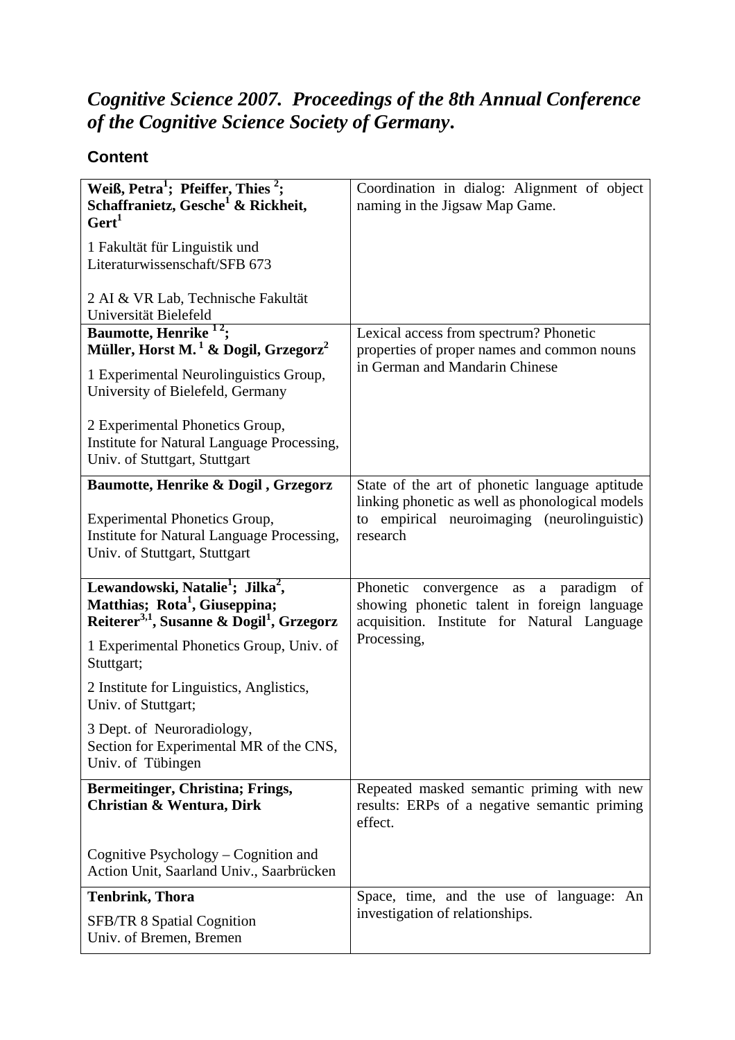## *Cognitive Science 2007. Proceedings of the 8th Annual Conference of the Cognitive Science Society of Germany.*

### Content

| | |
|---|---|
| **Weiß, Petra[1]; Pfeiffer, Thies [2]; Schaffranietz, Gesche[1] & Rickheit, Gert[1]**<br><br>1 Fakultät für Linguistik und Literaturwissenschaft/SFB 673<br><br>2 AI & VR Lab, Technische Fakultät Universität Bielefeld | Coordination in dialog: Alignment of object naming in the Jigsaw Map Game. |
| **Baumotte, Henrike [1 2]; Müller, Horst M. [1] & Dogil, Grzegorz[2]**<br><br>1 Experimental Neurolinguistics Group, University of Bielefeld, Germany<br><br>2 Experimental Phonetics Group, Institute for Natural Language Processing, Univ. of Stuttgart, Stuttgart | Lexical access from spectrum? Phonetic properties of proper names and common nouns in German and Mandarin Chinese |
| **Baumotte, Henrike & Dogil , Grzegorz**<br><br>Experimental Phonetics Group, Institute for Natural Language Processing, Univ. of Stuttgart, Stuttgart | State of the art of phonetic language aptitude linking phonetic as well as phonological models to empirical neuroimaging (neurolinguistic) research |
| **Lewandowski, Natalie[1]; Jilka[2], Matthias; Rota[1], Giuseppina; Reiterer[3,1], Susanne & Dogil[1], Grzegorz**<br><br>1 Experimental Phonetics Group, Univ. of Stuttgart;<br><br>2 Institute for Linguistics, Anglistics, Univ. of Stuttgart;<br><br>3 Dept. of Neuroradiology, Section for Experimental MR of the CNS, Univ. of Tübingen | Phonetic convergence as a paradigm of showing phonetic talent in foreign language acquisition. Institute for Natural Language Processing, |
| **Bermeitinger, Christina; Frings, Christian & Wentura, Dirk**<br><br>Cognitive Psychology – Cognition and Action Unit, Saarland Univ., Saarbrücken | Repeated masked semantic priming with new results: ERPs of a negative semantic priming effect. |
| **Tenbrink, Thora**<br><br>SFB/TR 8 Spatial Cognition Univ. of Bremen, Bremen | Space, time, and the use of language: An investigation of relationships. |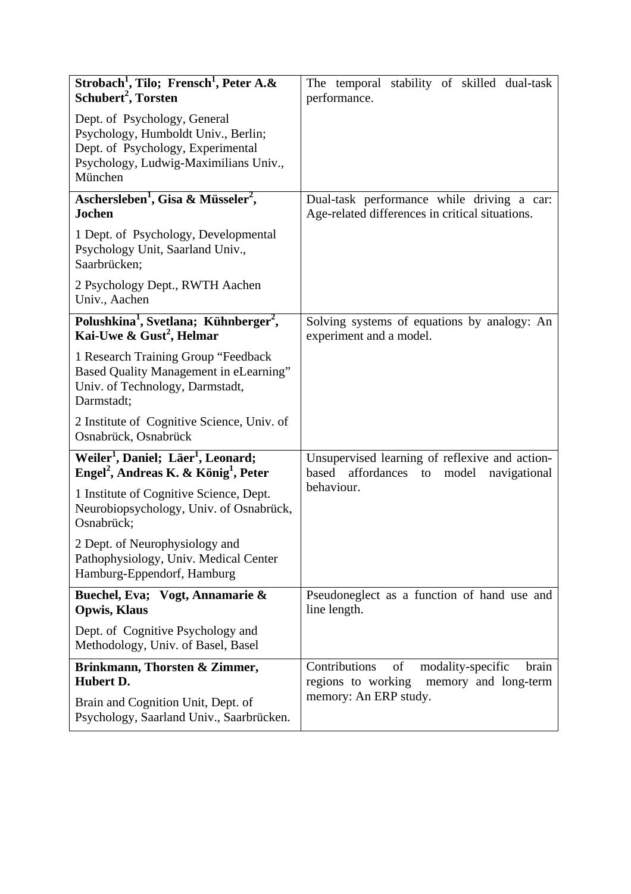| | |
|---|---|
| **Strobach[1], Tilo; Frensch[1], Peter A.& Schubert[2], Torsten**<br><br>Dept. of Psychology, General Psychology, Humboldt Univ., Berlin; Dept. of Psychology, Experimental Psychology, Ludwig-Maximilians Univ., München | The temporal stability of skilled dual-task performance. |
| **Aschersleben[1], Gisa & Müsseler[2], Jochen**<br><br>1 Dept. of Psychology, Developmental Psychology Unit, Saarland Univ., Saarbrücken;<br><br>2 Psychology Dept., RWTH Aachen Univ., Aachen | Dual-task performance while driving a car: Age-related differences in critical situations. |
| **Polushkina[1], Svetlana; Kühnberger[2], Kai-Uwe & Gust[2], Helmar**<br><br>1 Research Training Group "Feedback Based Quality Management in eLearning" Univ. of Technology, Darmstadt, Darmstadt;<br><br>2 Institute of Cognitive Science, Univ. of Osnabrück, Osnabrück | Solving systems of equations by analogy: An experiment and a model. |
| **Weiler[1], Daniel; Läer[1], Leonard; Engel[2], Andreas K. & König[1], Peter**<br><br>1 Institute of Cognitive Science, Dept. Neurobiopsychology, Univ. of Osnabrück, Osnabrück;<br><br>2 Dept. of Neurophysiology and Pathophysiology, Univ. Medical Center Hamburg-Eppendorf, Hamburg | Unsupervised learning of reflexive and action-based affordances to model navigational behaviour. |
| **Buechel, Eva; Vogt, Annamarie & Opwis, Klaus**<br><br>Dept. of Cognitive Psychology and Methodology, Univ. of Basel, Basel | Pseudoneglect as a function of hand use and line length. |
| **Brinkmann, Thorsten & Zimmer, Hubert D.**<br><br>Brain and Cognition Unit, Dept. of Psychology, Saarland Univ., Saarbrücken. | Contributions of modality-specific brain regions to working memory and long-term memory: An ERP study. |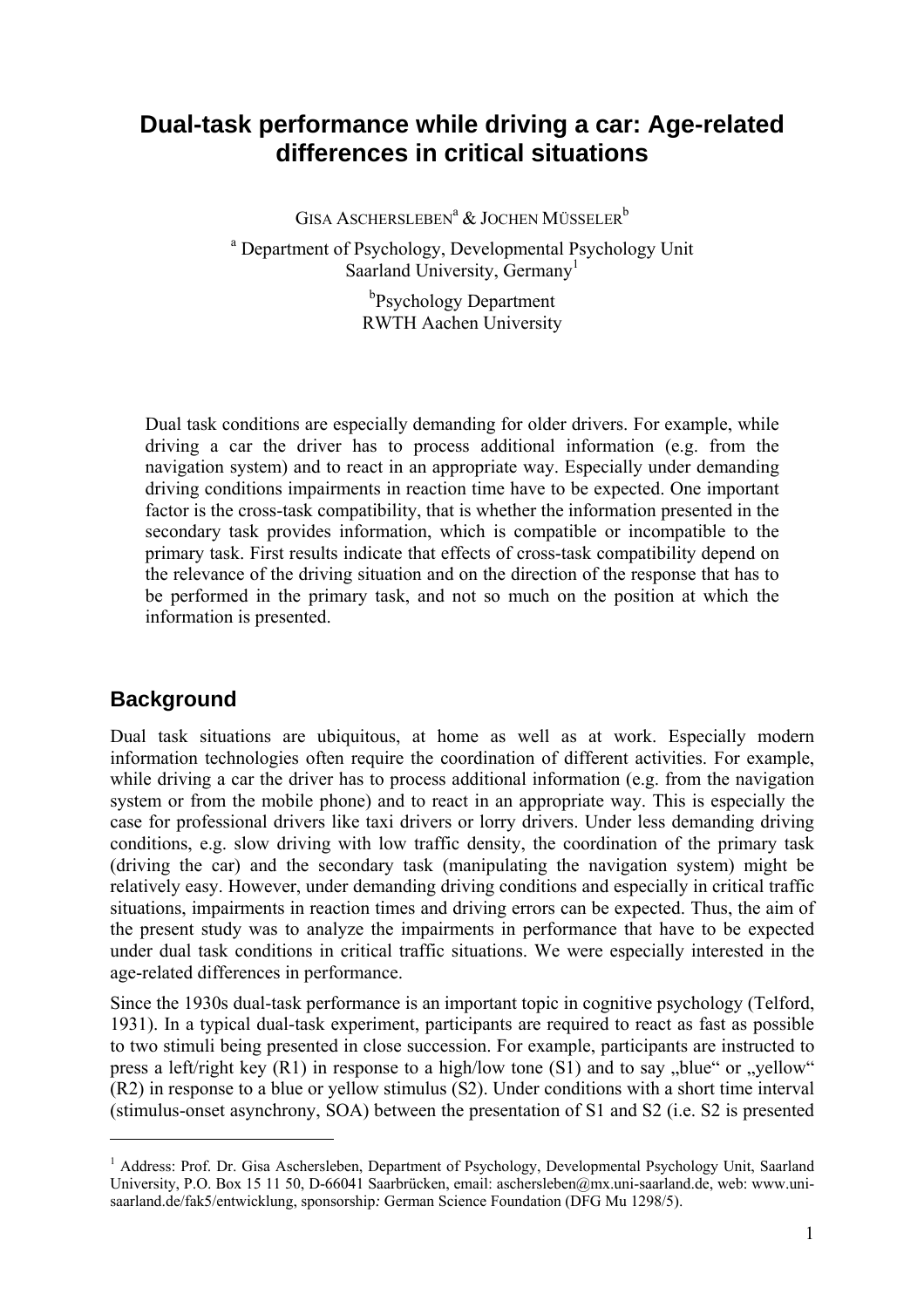# Dual-task performance while driving a car: Age-related differences in critical situations

GISA ASCHERSLEBEN[a] & JOCHEN MÜSSELER[b]

[a] Department of Psychology, Developmental Psychology Unit
Saarland University, Germany[1]

[b]Psychology Department
RWTH Aachen University

Dual task conditions are especially demanding for older drivers. For example, while driving a car the driver has to process additional information (e.g. from the navigation system) and to react in an appropriate way. Especially under demanding driving conditions impairments in reaction time have to be expected. One important factor is the cross-task compatibility, that is whether the information presented in the secondary task provides information, which is compatible or incompatible to the primary task. First results indicate that effects of cross-task compatibility depend on the relevance of the driving situation and on the direction of the response that has to be performed in the primary task, and not so much on the position at which the information is presented.

## Background

Dual task situations are ubiquitous, at home as well as at work. Especially modern information technologies often require the coordination of different activities. For example, while driving a car the driver has to process additional information (e.g. from the navigation system or from the mobile phone) and to react in an appropriate way. This is especially the case for professional drivers like taxi drivers or lorry drivers. Under less demanding driving conditions, e.g. slow driving with low traffic density, the coordination of the primary task (driving the car) and the secondary task (manipulating the navigation system) might be relatively easy. However, under demanding driving conditions and especially in critical traffic situations, impairments in reaction times and driving errors can be expected. Thus, the aim of the present study was to analyze the impairments in performance that have to be expected under dual task conditions in critical traffic situations. We were especially interested in the age-related differences in performance.

Since the 1930s dual-task performance is an important topic in cognitive psychology (Telford, 1931). In a typical dual-task experiment, participants are required to react as fast as possible to two stimuli being presented in close succession. For example, participants are instructed to press a left/right key (R1) in response to a high/low tone (S1) and to say „blue" or „yellow" (R2) in response to a blue or yellow stimulus (S2). Under conditions with a short time interval (stimulus-onset asynchrony, SOA) between the presentation of S1 and S2 (i.e. S2 is presented

[1] Address: Prof. Dr. Gisa Aschersleben, Department of Psychology, Developmental Psychology Unit, Saarland University, P.O. Box 15 11 50, D-66041 Saarbrücken, email: aschersleben@mx.uni-saarland.de, web: www.uni-saarland.de/fak5/entwicklung, sponsorship*:* German Science Foundation (DFG Mu 1298/5).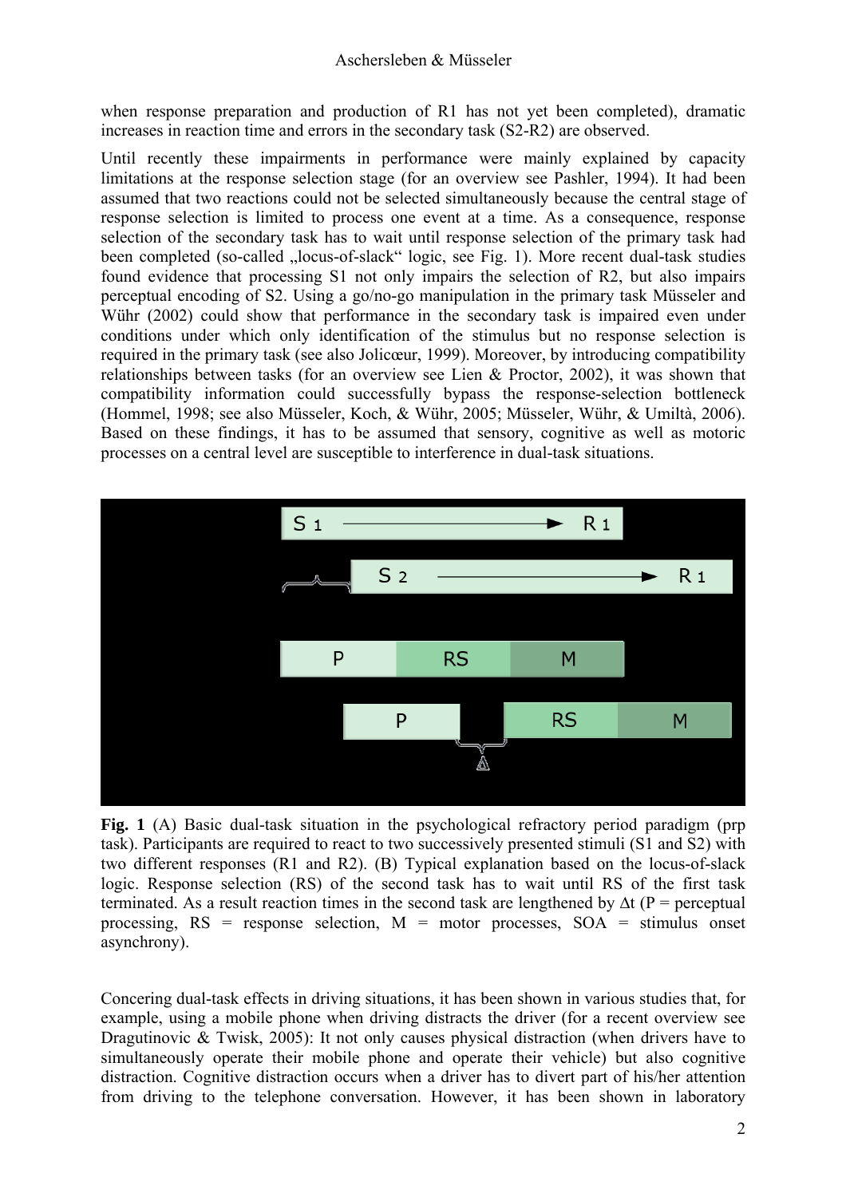when response preparation and production of R1 has not yet been completed), dramatic increases in reaction time and errors in the secondary task (S2-R2) are observed.

Until recently these impairments in performance were mainly explained by capacity limitations at the response selection stage (for an overview see Pashler, 1994). It had been assumed that two reactions could not be selected simultaneously because the central stage of response selection is limited to process one event at a time. As a consequence, response selection of the secondary task has to wait until response selection of the primary task had been completed (so-called „locus-of-slack" logic, see Fig. 1). More recent dual-task studies found evidence that processing S1 not only impairs the selection of R2, but also impairs perceptual encoding of S2. Using a go/no-go manipulation in the primary task Müsseler and Wühr (2002) could show that performance in the secondary task is impaired even under conditions under which only identification of the stimulus but no response selection is required in the primary task (see also Jolicœur, 1999). Moreover, by introducing compatibility relationships between tasks (for an overview see Lien & Proctor, 2002), it was shown that compatibility information could successfully bypass the response-selection bottleneck (Hommel, 1998; see also Müsseler, Koch, & Wühr, 2005; Müsseler, Wühr, & Umiltà, 2006). Based on these findings, it has to be assumed that sensory, cognitive as well as motoric processes on a central level are susceptible to interference in dual-task situations.

**Fig. 1** (A) Basic dual-task situation in the psychological refractory period paradigm (prp task). Participants are required to react to two successively presented stimuli (S1 and S2) with two different responses (R1 and R2). (B) Typical explanation based on the locus-of-slack logic. Response selection (RS) of the second task has to wait until RS of the first task terminated. As a result reaction times in the second task are lengthened by Δt (P = perceptual processing, RS = response selection, M = motor processes, SOA = stimulus onset asynchrony).

Concering dual-task effects in driving situations, it has been shown in various studies that, for example, using a mobile phone when driving distracts the driver (for a recent overview see Dragutinovic & Twisk, 2005): It not only causes physical distraction (when drivers have to simultaneously operate their mobile phone and operate their vehicle) but also cognitive distraction. Cognitive distraction occurs when a driver has to divert part of his/her attention from driving to the telephone conversation. However, it has been shown in laboratory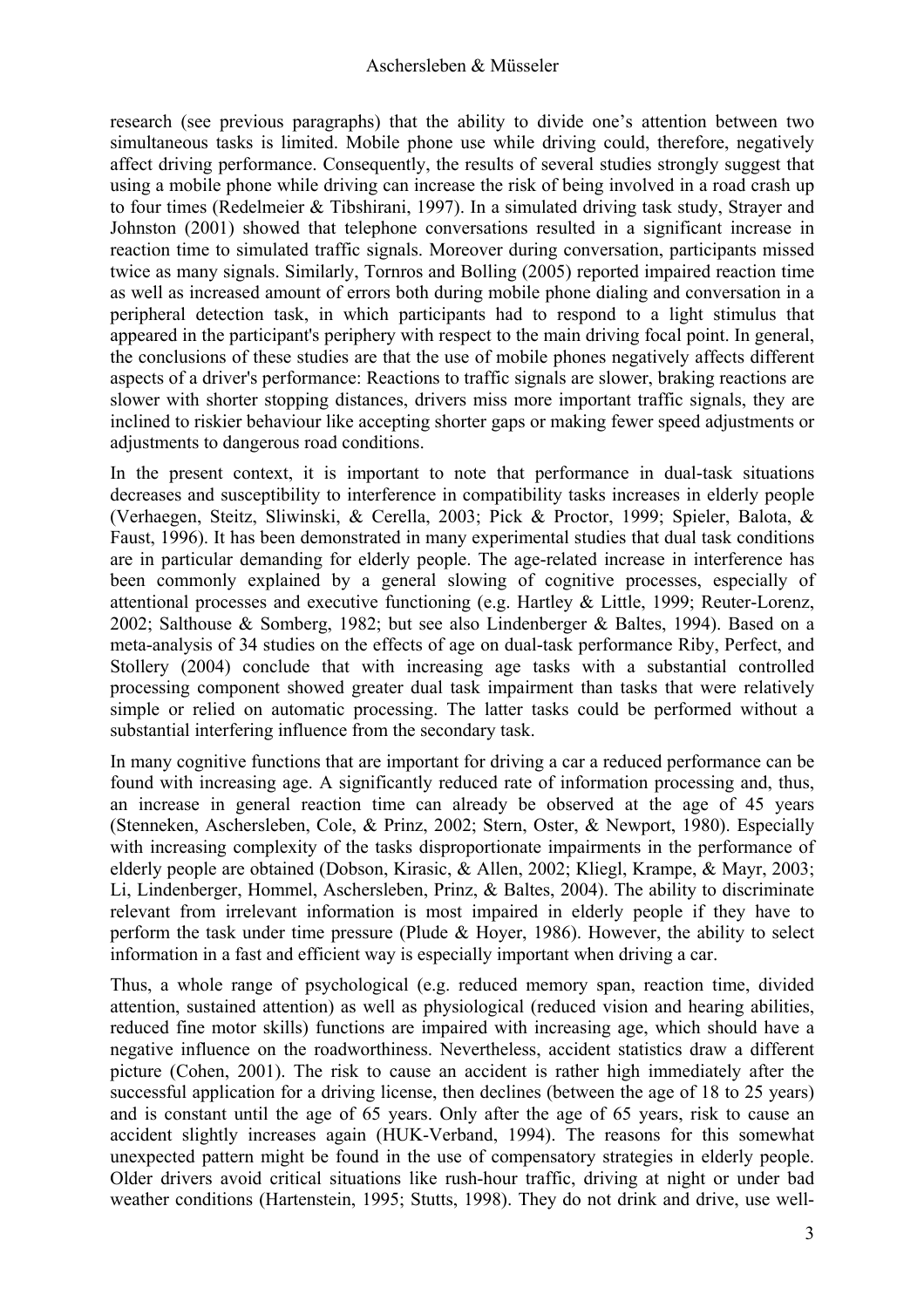research (see previous paragraphs) that the ability to divide one's attention between two simultaneous tasks is limited. Mobile phone use while driving could, therefore, negatively affect driving performance. Consequently, the results of several studies strongly suggest that using a mobile phone while driving can increase the risk of being involved in a road crash up to four times (Redelmeier & Tibshirani, 1997). In a simulated driving task study, Strayer and Johnston (2001) showed that telephone conversations resulted in a significant increase in reaction time to simulated traffic signals. Moreover during conversation, participants missed twice as many signals. Similarly, Tornros and Bolling (2005) reported impaired reaction time as well as increased amount of errors both during mobile phone dialing and conversation in a peripheral detection task, in which participants had to respond to a light stimulus that appeared in the participant's periphery with respect to the main driving focal point. In general, the conclusions of these studies are that the use of mobile phones negatively affects different aspects of a driver's performance: Reactions to traffic signals are slower, braking reactions are slower with shorter stopping distances, drivers miss more important traffic signals, they are inclined to riskier behaviour like accepting shorter gaps or making fewer speed adjustments or adjustments to dangerous road conditions.

In the present context, it is important to note that performance in dual-task situations decreases and susceptibility to interference in compatibility tasks increases in elderly people (Verhaegen, Steitz, Sliwinski, & Cerella, 2003; Pick & Proctor, 1999; Spieler, Balota, & Faust, 1996). It has been demonstrated in many experimental studies that dual task conditions are in particular demanding for elderly people. The age-related increase in interference has been commonly explained by a general slowing of cognitive processes, especially of attentional processes and executive functioning (e.g. Hartley & Little, 1999; Reuter-Lorenz, 2002; Salthouse & Somberg, 1982; but see also Lindenberger & Baltes, 1994). Based on a meta-analysis of 34 studies on the effects of age on dual-task performance Riby, Perfect, and Stollery (2004) conclude that with increasing age tasks with a substantial controlled processing component showed greater dual task impairment than tasks that were relatively simple or relied on automatic processing. The latter tasks could be performed without a substantial interfering influence from the secondary task.

In many cognitive functions that are important for driving a car a reduced performance can be found with increasing age. A significantly reduced rate of information processing and, thus, an increase in general reaction time can already be observed at the age of 45 years (Stenneken, Aschersleben, Cole, & Prinz, 2002; Stern, Oster, & Newport, 1980). Especially with increasing complexity of the tasks disproportionate impairments in the performance of elderly people are obtained (Dobson, Kirasic, & Allen, 2002; Kliegl, Krampe, & Mayr, 2003; Li, Lindenberger, Hommel, Aschersleben, Prinz, & Baltes, 2004). The ability to discriminate relevant from irrelevant information is most impaired in elderly people if they have to perform the task under time pressure (Plude & Hoyer, 1986). However, the ability to select information in a fast and efficient way is especially important when driving a car.

Thus, a whole range of psychological (e.g. reduced memory span, reaction time, divided attention, sustained attention) as well as physiological (reduced vision and hearing abilities, reduced fine motor skills) functions are impaired with increasing age, which should have a negative influence on the roadworthiness. Nevertheless, accident statistics draw a different picture (Cohen, 2001). The risk to cause an accident is rather high immediately after the successful application for a driving license, then declines (between the age of 18 to 25 years) and is constant until the age of 65 years. Only after the age of 65 years, risk to cause an accident slightly increases again (HUK-Verband, 1994). The reasons for this somewhat unexpected pattern might be found in the use of compensatory strategies in elderly people. Older drivers avoid critical situations like rush-hour traffic, driving at night or under bad weather conditions (Hartenstein, 1995; Stutts, 1998). They do not drink and drive, use well-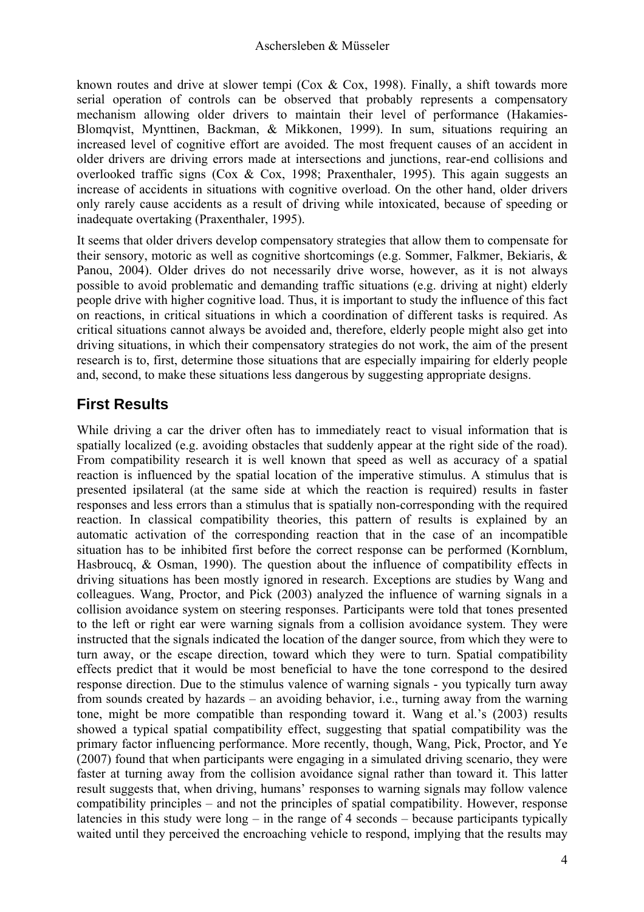known routes and drive at slower tempi (Cox & Cox, 1998). Finally, a shift towards more serial operation of controls can be observed that probably represents a compensatory mechanism allowing older drivers to maintain their level of performance (Hakamies-Blomqvist, Mynttinen, Backman, & Mikkonen, 1999). In sum, situations requiring an increased level of cognitive effort are avoided. The most frequent causes of an accident in older drivers are driving errors made at intersections and junctions, rear-end collisions and overlooked traffic signs (Cox & Cox, 1998; Praxenthaler, 1995). This again suggests an increase of accidents in situations with cognitive overload. On the other hand, older drivers only rarely cause accidents as a result of driving while intoxicated, because of speeding or inadequate overtaking (Praxenthaler, 1995).

It seems that older drivers develop compensatory strategies that allow them to compensate for their sensory, motoric as well as cognitive shortcomings (e.g. Sommer, Falkmer, Bekiaris, & Panou, 2004). Older drives do not necessarily drive worse, however, as it is not always possible to avoid problematic and demanding traffic situations (e.g. driving at night) elderly people drive with higher cognitive load. Thus, it is important to study the influence of this fact on reactions, in critical situations in which a coordination of different tasks is required. As critical situations cannot always be avoided and, therefore, elderly people might also get into driving situations, in which their compensatory strategies do not work, the aim of the present research is to, first, determine those situations that are especially impairing for elderly people and, second, to make these situations less dangerous by suggesting appropriate designs.

## First Results

While driving a car the driver often has to immediately react to visual information that is spatially localized (e.g. avoiding obstacles that suddenly appear at the right side of the road). From compatibility research it is well known that speed as well as accuracy of a spatial reaction is influenced by the spatial location of the imperative stimulus. A stimulus that is presented ipsilateral (at the same side at which the reaction is required) results in faster responses and less errors than a stimulus that is spatially non-corresponding with the required reaction. In classical compatibility theories, this pattern of results is explained by an automatic activation of the corresponding reaction that in the case of an incompatible situation has to be inhibited first before the correct response can be performed (Kornblum, Hasbroucq, & Osman, 1990). The question about the influence of compatibility effects in driving situations has been mostly ignored in research. Exceptions are studies by Wang and colleagues. Wang, Proctor, and Pick (2003) analyzed the influence of warning signals in a collision avoidance system on steering responses. Participants were told that tones presented to the left or right ear were warning signals from a collision avoidance system. They were instructed that the signals indicated the location of the danger source, from which they were to turn away, or the escape direction, toward which they were to turn. Spatial compatibility effects predict that it would be most beneficial to have the tone correspond to the desired response direction. Due to the stimulus valence of warning signals - you typically turn away from sounds created by hazards – an avoiding behavior, i.e., turning away from the warning tone, might be more compatible than responding toward it. Wang et al.'s (2003) results showed a typical spatial compatibility effect, suggesting that spatial compatibility was the primary factor influencing performance. More recently, though, Wang, Pick, Proctor, and Ye (2007) found that when participants were engaging in a simulated driving scenario, they were faster at turning away from the collision avoidance signal rather than toward it. This latter result suggests that, when driving, humans' responses to warning signals may follow valence compatibility principles – and not the principles of spatial compatibility. However, response latencies in this study were long – in the range of 4 seconds – because participants typically waited until they perceived the encroaching vehicle to respond, implying that the results may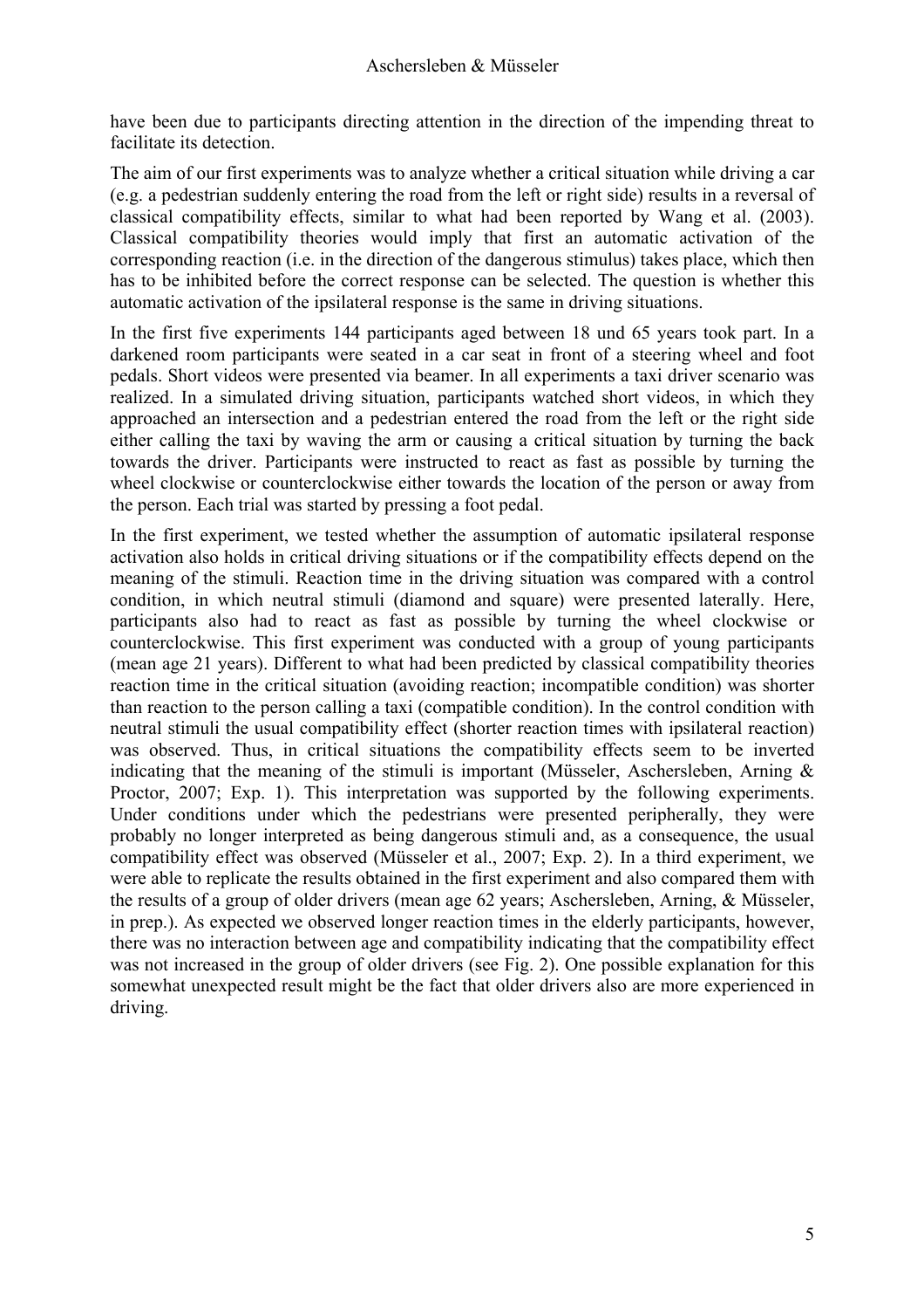have been due to participants directing attention in the direction of the impending threat to facilitate its detection.

The aim of our first experiments was to analyze whether a critical situation while driving a car (e.g. a pedestrian suddenly entering the road from the left or right side) results in a reversal of classical compatibility effects, similar to what had been reported by Wang et al. (2003). Classical compatibility theories would imply that first an automatic activation of the corresponding reaction (i.e. in the direction of the dangerous stimulus) takes place, which then has to be inhibited before the correct response can be selected. The question is whether this automatic activation of the ipsilateral response is the same in driving situations.

In the first five experiments 144 participants aged between 18 und 65 years took part. In a darkened room participants were seated in a car seat in front of a steering wheel and foot pedals. Short videos were presented via beamer. In all experiments a taxi driver scenario was realized. In a simulated driving situation, participants watched short videos, in which they approached an intersection and a pedestrian entered the road from the left or the right side either calling the taxi by waving the arm or causing a critical situation by turning the back towards the driver. Participants were instructed to react as fast as possible by turning the wheel clockwise or counterclockwise either towards the location of the person or away from the person. Each trial was started by pressing a foot pedal.

In the first experiment, we tested whether the assumption of automatic ipsilateral response activation also holds in critical driving situations or if the compatibility effects depend on the meaning of the stimuli. Reaction time in the driving situation was compared with a control condition, in which neutral stimuli (diamond and square) were presented laterally. Here, participants also had to react as fast as possible by turning the wheel clockwise or counterclockwise. This first experiment was conducted with a group of young participants (mean age 21 years). Different to what had been predicted by classical compatibility theories reaction time in the critical situation (avoiding reaction; incompatible condition) was shorter than reaction to the person calling a taxi (compatible condition). In the control condition with neutral stimuli the usual compatibility effect (shorter reaction times with ipsilateral reaction) was observed. Thus, in critical situations the compatibility effects seem to be inverted indicating that the meaning of the stimuli is important (Müsseler, Aschersleben, Arning & Proctor, 2007; Exp. 1). This interpretation was supported by the following experiments. Under conditions under which the pedestrians were presented peripherally, they were probably no longer interpreted as being dangerous stimuli and, as a consequence, the usual compatibility effect was observed (Müsseler et al., 2007; Exp. 2). In a third experiment, we were able to replicate the results obtained in the first experiment and also compared them with the results of a group of older drivers (mean age 62 years; Aschersleben, Arning, & Müsseler, in prep.). As expected we observed longer reaction times in the elderly participants, however, there was no interaction between age and compatibility indicating that the compatibility effect was not increased in the group of older drivers (see Fig. 2). One possible explanation for this somewhat unexpected result might be the fact that older drivers also are more experienced in driving.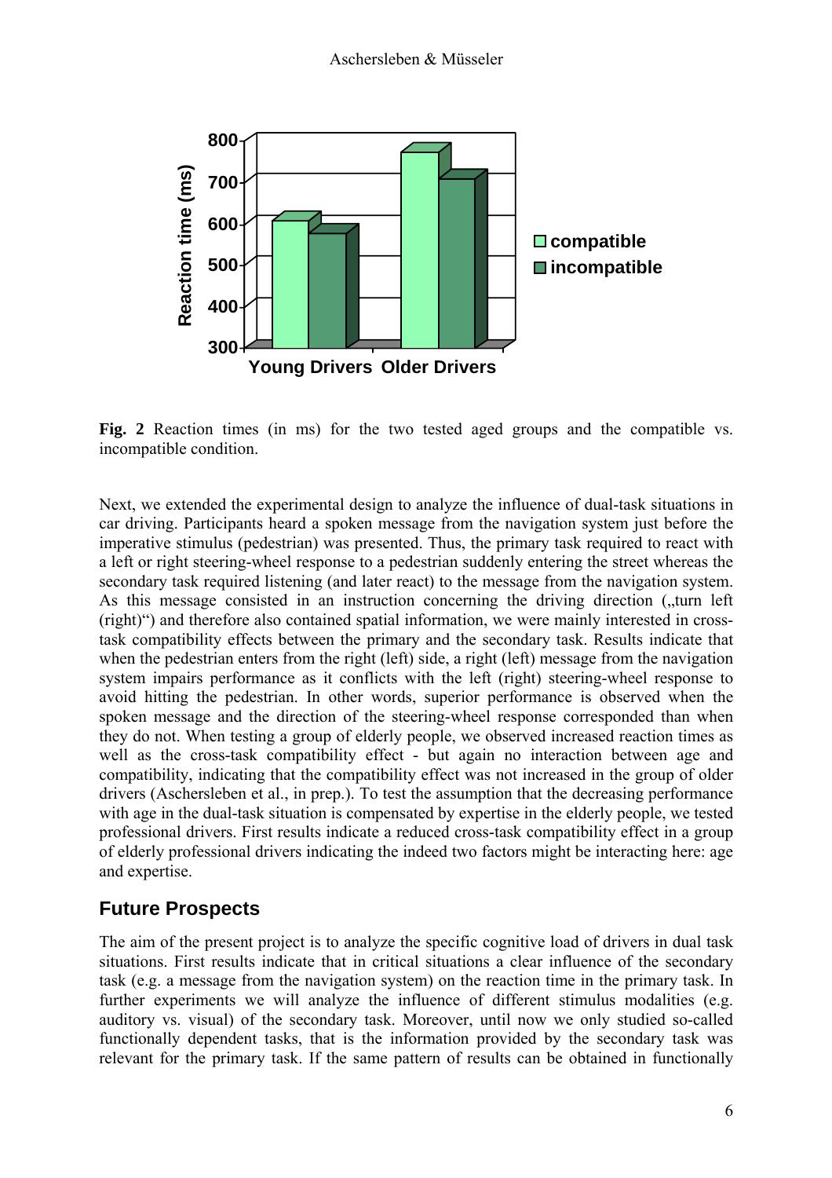**Fig. 2** Reaction times (in ms) for the two tested aged groups and the compatible vs. incompatible condition.

Next, we extended the experimental design to analyze the influence of dual-task situations in car driving. Participants heard a spoken message from the navigation system just before the imperative stimulus (pedestrian) was presented. Thus, the primary task required to react with a left or right steering-wheel response to a pedestrian suddenly entering the street whereas the secondary task required listening (and later react) to the message from the navigation system. As this message consisted in an instruction concerning the driving direction („turn left (right)") and therefore also contained spatial information, we were mainly interested in cross-task compatibility effects between the primary and the secondary task. Results indicate that when the pedestrian enters from the right (left) side, a right (left) message from the navigation system impairs performance as it conflicts with the left (right) steering-wheel response to avoid hitting the pedestrian. In other words, superior performance is observed when the spoken message and the direction of the steering-wheel response corresponded than when they do not. When testing a group of elderly people, we observed increased reaction times as well as the cross-task compatibility effect - but again no interaction between age and compatibility, indicating that the compatibility effect was not increased in the group of older drivers (Aschersleben et al., in prep.). To test the assumption that the decreasing performance with age in the dual-task situation is compensated by expertise in the elderly people, we tested professional drivers. First results indicate a reduced cross-task compatibility effect in a group of elderly professional drivers indicating the indeed two factors might be interacting here: age and expertise.

## Future Prospects

The aim of the present project is to analyze the specific cognitive load of drivers in dual task situations. First results indicate that in critical situations a clear influence of the secondary task (e.g. a message from the navigation system) on the reaction time in the primary task. In further experiments we will analyze the influence of different stimulus modalities (e.g. auditory vs. visual) of the secondary task. Moreover, until now we only studied so-called functionally dependent tasks, that is the information provided by the secondary task was relevant for the primary task. If the same pattern of results can be obtained in functionally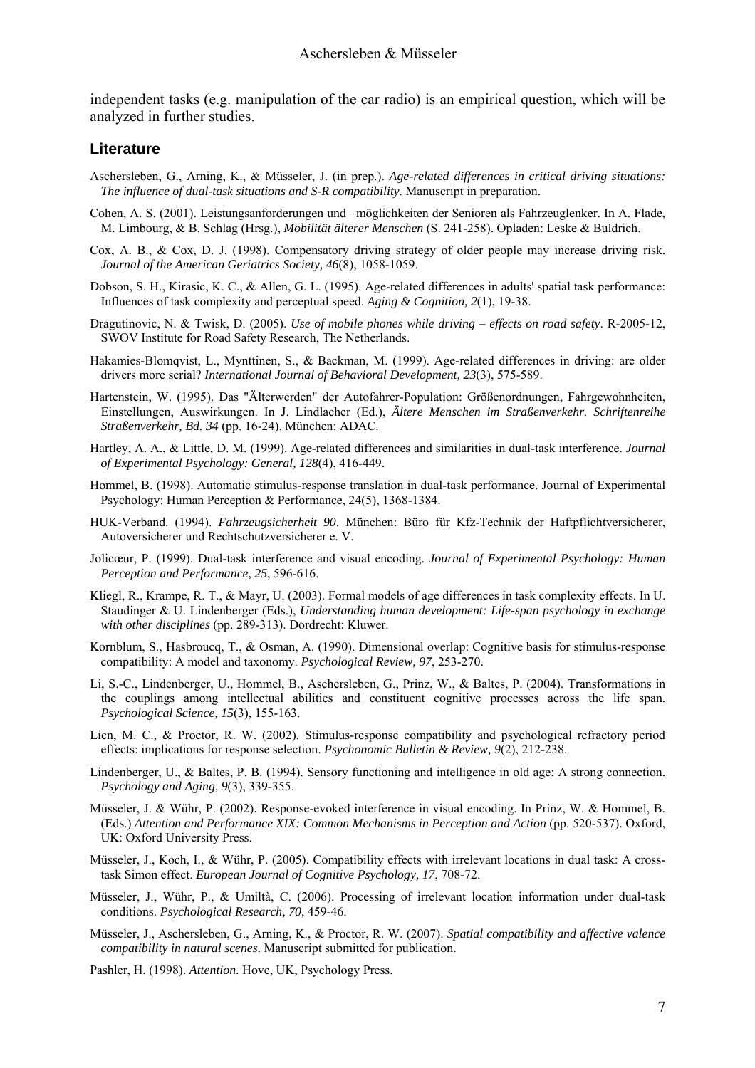independent tasks (e.g. manipulation of the car radio) is an empirical question, which will be analyzed in further studies.

## Literature

Aschersleben, G., Arning, K., & Müsseler, J. (in prep.). *Age-related differences in critical driving situations: The influence of dual-task situations and S-R compatibility.* Manuscript in preparation.

Cohen, A. S. (2001). Leistungsanforderungen und –möglichkeiten der Senioren als Fahrzeuglenker. In A. Flade, M. Limbourg, & B. Schlag (Hrsg.), *Mobilität älterer Menschen* (S. 241-258). Opladen: Leske & Buldrich.

Cox, A. B., & Cox, D. J. (1998). Compensatory driving strategy of older people may increase driving risk. *Journal of the American Geriatrics Society, 46*(8), 1058-1059.

Dobson, S. H., Kirasic, K. C., & Allen, G. L. (1995). Age-related differences in adults' spatial task performance: Influences of task complexity and perceptual speed. *Aging & Cognition, 2*(1), 19-38.

Dragutinovic, N. & Twisk, D. (2005). *Use of mobile phones while driving – effects on road safety*. R-2005-12, SWOV Institute for Road Safety Research, The Netherlands.

Hakamies-Blomqvist, L., Mynttinen, S., & Backman, M. (1999). Age-related differences in driving: are older drivers more serial? *International Journal of Behavioral Development, 23*(3), 575-589.

Hartenstein, W. (1995). Das "Älterwerden" der Autofahrer-Population: Größenordnungen, Fahrgewohnheiten, Einstellungen, Auswirkungen. In J. Lindlacher (Ed.), *Ältere Menschen im Straßenverkehr. Schriftenreihe Straßenverkehr, Bd. 34* (pp. 16-24). München: ADAC.

Hartley, A. A., & Little, D. M. (1999). Age-related differences and similarities in dual-task interference. *Journal of Experimental Psychology: General, 128*(4), 416-449.

Hommel, B. (1998). Automatic stimulus-response translation in dual-task performance. Journal of Experimental Psychology: Human Perception & Performance, 24(5), 1368-1384.

HUK-Verband. (1994). *Fahrzeugsicherheit 90*. München: Büro für Kfz-Technik der Haftpflichtversicherer, Autoversicherer und Rechtschutzversicherer e. V.

Jolicœur, P. (1999). Dual-task interference and visual encoding. *Journal of Experimental Psychology: Human Perception and Performance, 25*, 596-616.

Kliegl, R., Krampe, R. T., & Mayr, U. (2003). Formal models of age differences in task complexity effects. In U. Staudinger & U. Lindenberger (Eds.), *Understanding human development: Life-span psychology in exchange with other disciplines* (pp. 289-313). Dordrecht: Kluwer.

Kornblum, S., Hasbroucq, T., & Osman, A. (1990). Dimensional overlap: Cognitive basis for stimulus-response compatibility: A model and taxonomy. *Psychological Review, 97*, 253-270.

Li, S.-C., Lindenberger, U., Hommel, B., Aschersleben, G., Prinz, W., & Baltes, P. (2004). Transformations in the couplings among intellectual abilities and constituent cognitive processes across the life span. *Psychological Science, 15*(3), 155-163.

Lien, M. C., & Proctor, R. W. (2002). Stimulus-response compatibility and psychological refractory period effects: implications for response selection. *Psychonomic Bulletin & Review, 9*(2), 212-238.

Lindenberger, U., & Baltes, P. B. (1994). Sensory functioning and intelligence in old age: A strong connection. *Psychology and Aging, 9*(3), 339-355.

Müsseler, J. & Wühr, P. (2002). Response-evoked interference in visual encoding. In Prinz, W. & Hommel, B. (Eds.) *Attention and Performance XIX: Common Mechanisms in Perception and Action* (pp. 520-537). Oxford, UK: Oxford University Press.

Müsseler, J., Koch, I., & Wühr, P. (2005). Compatibility effects with irrelevant locations in dual task: A cross-task Simon effect. *European Journal of Cognitive Psychology, 17*, 708-72.

Müsseler, J., Wühr, P., & Umiltà, C. (2006). Processing of irrelevant location information under dual-task conditions. *Psychological Research, 70,* 459-46.

Müsseler, J., Aschersleben, G., Arning, K., & Proctor, R. W. (2007). *Spatial compatibility and affective valence compatibility in natural scenes*. Manuscript submitted for publication.

Pashler, H. (1998). *Attention*. Hove, UK, Psychology Press.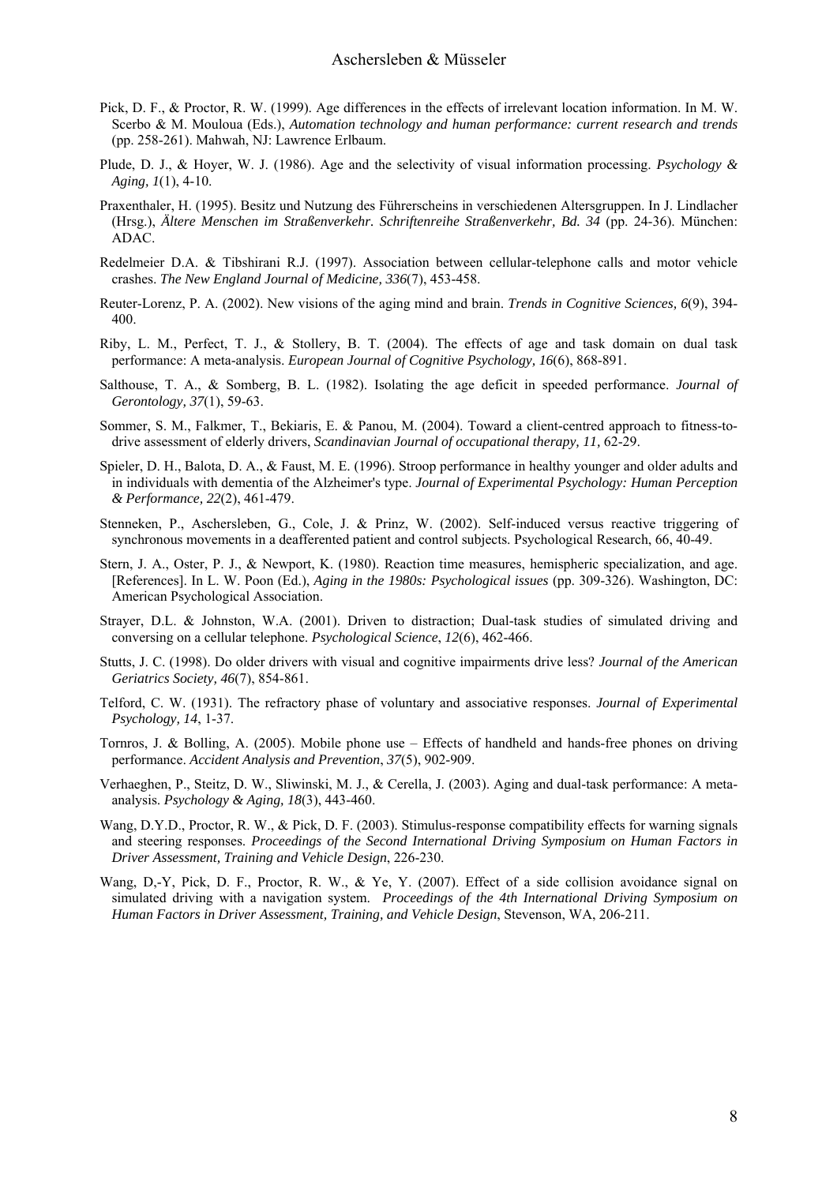Pick, D. F., & Proctor, R. W. (1999). Age differences in the effects of irrelevant location information. In M. W. Scerbo & M. Mouloua (Eds.), *Automation technology and human performance: current research and trends* (pp. 258-261). Mahwah, NJ: Lawrence Erlbaum.

Plude, D. J., & Hoyer, W. J. (1986). Age and the selectivity of visual information processing. *Psychology & Aging, 1*(1), 4-10.

Praxenthaler, H. (1995). Besitz und Nutzung des Führerscheins in verschiedenen Altersgruppen. In J. Lindlacher (Hrsg.), *Ältere Menschen im Straßenverkehr. Schriftenreihe Straßenverkehr, Bd. 34* (pp. 24-36). München: ADAC.

Redelmeier D.A. & Tibshirani R.J. (1997). Association between cellular-telephone calls and motor vehicle crashes. *The New England Journal of Medicine, 336*(7), 453-458.

Reuter-Lorenz, P. A. (2002). New visions of the aging mind and brain. *Trends in Cognitive Sciences, 6*(9), 394-400.

Riby, L. M., Perfect, T. J., & Stollery, B. T. (2004). The effects of age and task domain on dual task performance: A meta-analysis. *European Journal of Cognitive Psychology, 16*(6), 868-891.

Salthouse, T. A., & Somberg, B. L. (1982). Isolating the age deficit in speeded performance. *Journal of Gerontology, 37*(1), 59-63.

Sommer, S. M., Falkmer, T., Bekiaris, E. & Panou, M. (2004). Toward a client-centred approach to fitness-to-drive assessment of elderly drivers, *Scandinavian Journal of occupational therapy, 11,* 62-29.

Spieler, D. H., Balota, D. A., & Faust, M. E. (1996). Stroop performance in healthy younger and older adults and in individuals with dementia of the Alzheimer's type. *Journal of Experimental Psychology: Human Perception & Performance, 22*(2), 461-479.

Stenneken, P., Aschersleben, G., Cole, J. & Prinz, W. (2002). Self-induced versus reactive triggering of synchronous movements in a deafferented patient and control subjects. Psychological Research, 66, 40-49.

Stern, J. A., Oster, P. J., & Newport, K. (1980). Reaction time measures, hemispheric specialization, and age. [References]. In L. W. Poon (Ed.), *Aging in the 1980s: Psychological issues* (pp. 309-326). Washington, DC: American Psychological Association.

Strayer, D.L. & Johnston, W.A. (2001). Driven to distraction; Dual-task studies of simulated driving and conversing on a cellular telephone. *Psychological Science*, *12*(6), 462-466.

Stutts, J. C. (1998). Do older drivers with visual and cognitive impairments drive less? *Journal of the American Geriatrics Society, 46*(7), 854-861.

Telford, C. W. (1931). The refractory phase of voluntary and associative responses. *Journal of Experimental Psychology, 14*, 1-37.

Tornros, J. & Bolling, A. (2005). Mobile phone use – Effects of handheld and hands-free phones on driving performance. *Accident Analysis and Prevention*, *37*(5), 902-909.

Verhaeghen, P., Steitz, D. W., Sliwinski, M. J., & Cerella, J. (2003). Aging and dual-task performance: A meta-analysis. *Psychology & Aging, 18*(3), 443-460.

Wang, D.Y.D., Proctor, R. W., & Pick, D. F. (2003). Stimulus-response compatibility effects for warning signals and steering responses. *Proceedings of the Second International Driving Symposium on Human Factors in Driver Assessment, Training and Vehicle Design*, 226-230.

Wang, D,-Y, Pick, D. F., Proctor, R. W., & Ye, Y. (2007). Effect of a side collision avoidance signal on simulated driving with a navigation system. *Proceedings of the 4th International Driving Symposium on Human Factors in Driver Assessment, Training, and Vehicle Design*, Stevenson, WA, 206-211.